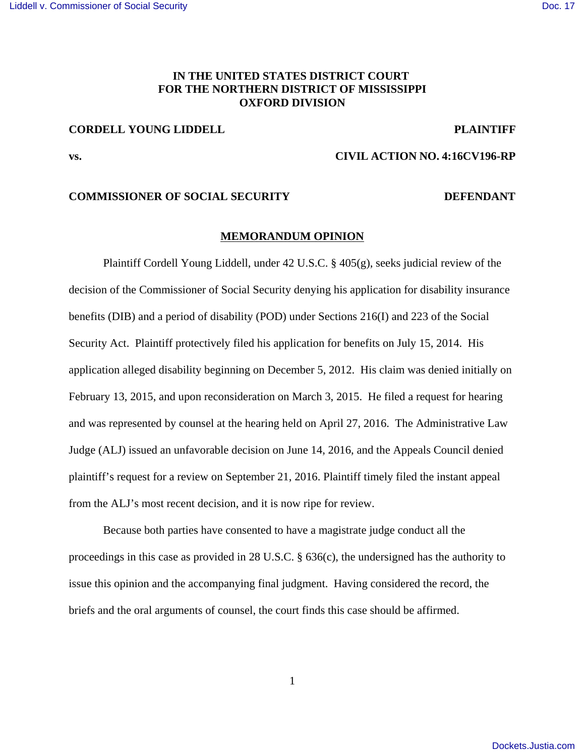**IN THE UNITED STATES DISTRICT COURT**
**FOR THE NORTHERN DISTRICT OF MISSISSIPPI**
**OXFORD DIVISION**

**CORDELL YOUNG LIDDELL** **PLAINTIFF**

**vs.** **CIVIL ACTION NO. 4:16CV196-RP**

**COMMISSIONER OF SOCIAL SECURITY** **DEFENDANT**

## MEMORANDUM OPINION

Plaintiff Cordell Young Liddell, under 42 U.S.C. § 405(g), seeks judicial review of the decision of the Commissioner of Social Security denying his application for disability insurance benefits (DIB) and a period of disability (POD) under Sections 216(I) and 223 of the Social Security Act. Plaintiff protectively filed his application for benefits on July 15, 2014. His application alleged disability beginning on December 5, 2012. His claim was denied initially on February 13, 2015, and upon reconsideration on March 3, 2015. He filed a request for hearing and was represented by counsel at the hearing held on April 27, 2016. The Administrative Law Judge (ALJ) issued an unfavorable decision on June 14, 2016, and the Appeals Council denied plaintiff's request for a review on September 21, 2016. Plaintiff timely filed the instant appeal from the ALJ's most recent decision, and it is now ripe for review.

Because both parties have consented to have a magistrate judge conduct all the proceedings in this case as provided in 28 U.S.C. § 636(c), the undersigned has the authority to issue this opinion and the accompanying final judgment. Having considered the record, the briefs and the oral arguments of counsel, the court finds this case should be affirmed.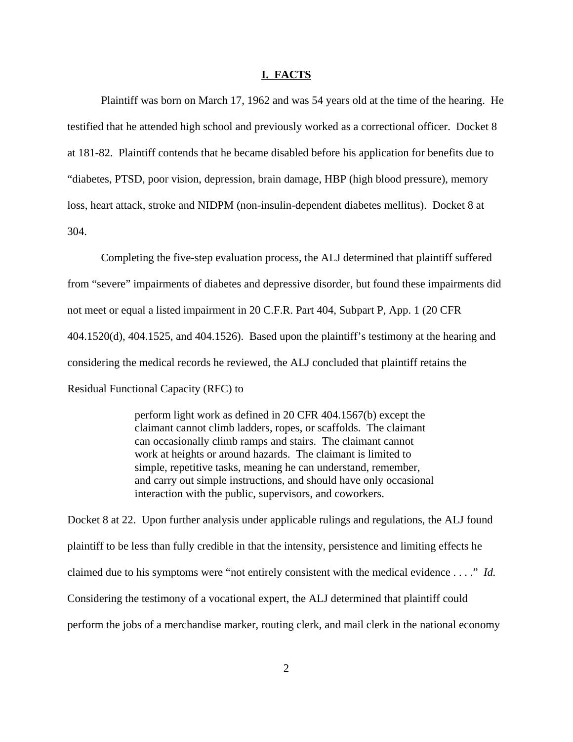## I. FACTS

Plaintiff was born on March 17, 1962 and was 54 years old at the time of the hearing. He testified that he attended high school and previously worked as a correctional officer. Docket 8 at 181-82. Plaintiff contends that he became disabled before his application for benefits due to "diabetes, PTSD, poor vision, depression, brain damage, HBP (high blood pressure), memory loss, heart attack, stroke and NIDPM (non-insulin-dependent diabetes mellitus). Docket 8 at 304.

Completing the five-step evaluation process, the ALJ determined that plaintiff suffered from "severe" impairments of diabetes and depressive disorder, but found these impairments did not meet or equal a listed impairment in 20 C.F.R. Part 404, Subpart P, App. 1 (20 CFR 404.1520(d), 404.1525, and 404.1526). Based upon the plaintiff's testimony at the hearing and considering the medical records he reviewed, the ALJ concluded that plaintiff retains the Residual Functional Capacity (RFC) to

> perform light work as defined in 20 CFR 404.1567(b) except the claimant cannot climb ladders, ropes, or scaffolds. The claimant can occasionally climb ramps and stairs. The claimant cannot work at heights or around hazards. The claimant is limited to simple, repetitive tasks, meaning he can understand, remember, and carry out simple instructions, and should have only occasional interaction with the public, supervisors, and coworkers.

Docket 8 at 22. Upon further analysis under applicable rulings and regulations, the ALJ found plaintiff to be less than fully credible in that the intensity, persistence and limiting effects he claimed due to his symptoms were "not entirely consistent with the medical evidence . . . ." *Id.* Considering the testimony of a vocational expert, the ALJ determined that plaintiff could perform the jobs of a merchandise marker, routing clerk, and mail clerk in the national economy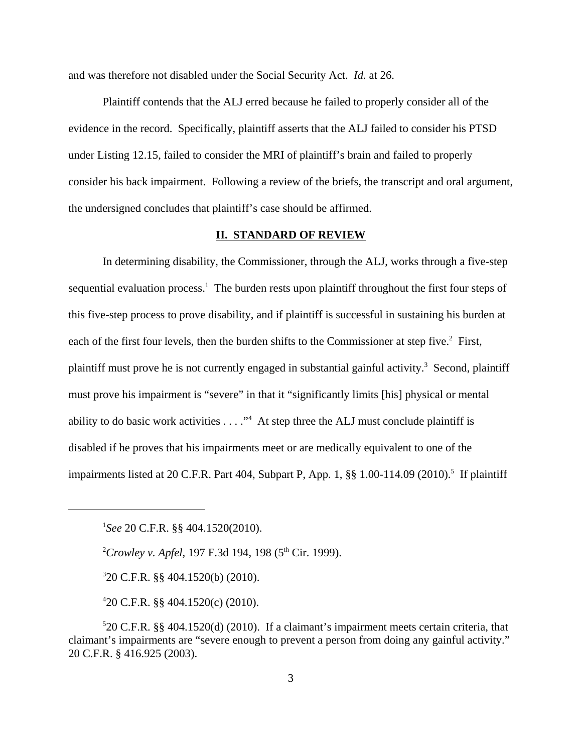and was therefore not disabled under the Social Security Act. *Id.* at 26.

Plaintiff contends that the ALJ erred because he failed to properly consider all of the evidence in the record. Specifically, plaintiff asserts that the ALJ failed to consider his PTSD under Listing 12.15, failed to consider the MRI of plaintiff's brain and failed to properly consider his back impairment. Following a review of the briefs, the transcript and oral argument, the undersigned concludes that plaintiff's case should be affirmed.

## II. STANDARD OF REVIEW

In determining disability, the Commissioner, through the ALJ, works through a five-step sequential evaluation process.[1] The burden rests upon plaintiff throughout the first four steps of this five-step process to prove disability, and if plaintiff is successful in sustaining his burden at each of the first four levels, then the burden shifts to the Commissioner at step five.[2] First, plaintiff must prove he is not currently engaged in substantial gainful activity.[3] Second, plaintiff must prove his impairment is "severe" in that it "significantly limits [his] physical or mental ability to do basic work activities . . . ."[4] At step three the ALJ must conclude plaintiff is disabled if he proves that his impairments meet or are medically equivalent to one of the impairments listed at 20 C.F.R. Part 404, Subpart P, App. 1, §§ 1.00-114.09 (2010).[5] If plaintiff

---

[1] *See* 20 C.F.R. §§ 404.1520(2010).

[2] *Crowley v. Apfel*, 197 F.3d 194, 198 (5th Cir. 1999).

[3] 20 C.F.R. §§ 404.1520(b) (2010).

[4] 20 C.F.R. §§ 404.1520(c) (2010).

[5] 20 C.F.R. §§ 404.1520(d) (2010). If a claimant's impairment meets certain criteria, that claimant's impairments are "severe enough to prevent a person from doing any gainful activity." 20 C.F.R. § 416.925 (2003).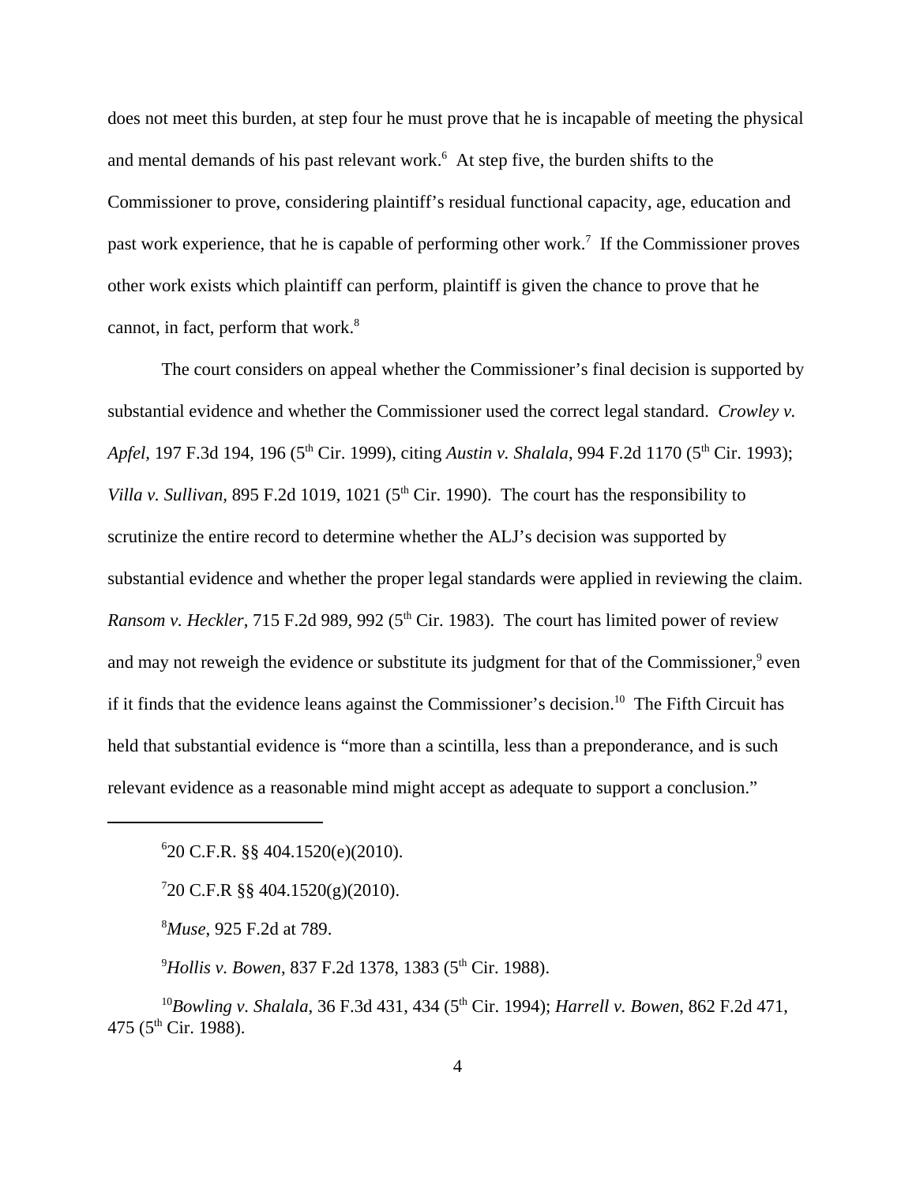does not meet this burden, at step four he must prove that he is incapable of meeting the physical and mental demands of his past relevant work.[6] At step five, the burden shifts to the Commissioner to prove, considering plaintiff's residual functional capacity, age, education and past work experience, that he is capable of performing other work.[7] If the Commissioner proves other work exists which plaintiff can perform, plaintiff is given the chance to prove that he cannot, in fact, perform that work.[8]

The court considers on appeal whether the Commissioner's final decision is supported by substantial evidence and whether the Commissioner used the correct legal standard. *Crowley v. Apfel*, 197 F.3d 194, 196 (5th Cir. 1999), citing *Austin v. Shalala*, 994 F.2d 1170 (5th Cir. 1993); *Villa v. Sullivan,* 895 F.2d 1019, 1021 (5th Cir. 1990). The court has the responsibility to scrutinize the entire record to determine whether the ALJ's decision was supported by substantial evidence and whether the proper legal standards were applied in reviewing the claim. *Ransom v. Heckler*, 715 F.2d 989, 992 (5th Cir. 1983). The court has limited power of review and may not reweigh the evidence or substitute its judgment for that of the Commissioner,[9] even if it finds that the evidence leans against the Commissioner's decision.[10] The Fifth Circuit has held that substantial evidence is "more than a scintilla, less than a preponderance, and is such relevant evidence as a reasonable mind might accept as adequate to support a conclusion."

---

[6] 20 C.F.R. §§ 404.1520(e)(2010).

[7] 20 C.F.R §§ 404.1520(g)(2010).

[8] *Muse*, 925 F.2d at 789.

[9] *Hollis v. Bowen*, 837 F.2d 1378, 1383 (5th Cir. 1988).

[10] *Bowling v. Shalala*, 36 F.3d 431, 434 (5th Cir. 1994); *Harrell v. Bowen*, 862 F.2d 471, 475 (5th Cir. 1988).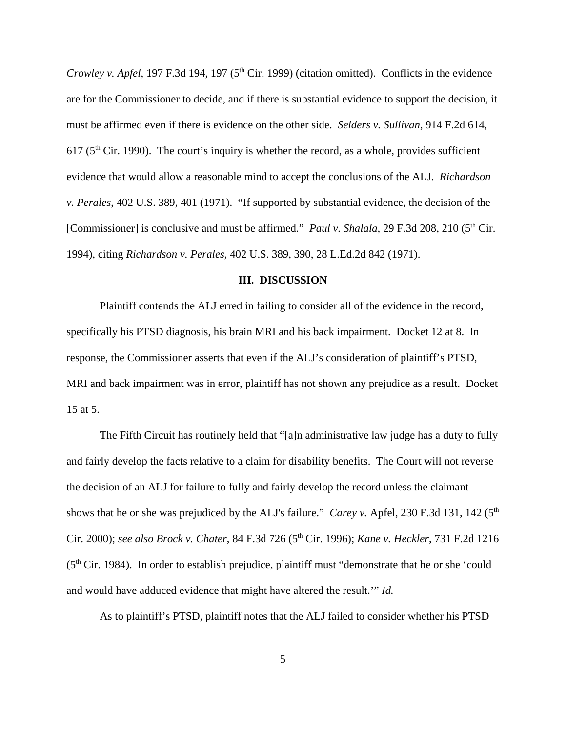*Crowley v. Apfel*, 197 F.3d 194, 197 (5th Cir. 1999) (citation omitted). Conflicts in the evidence are for the Commissioner to decide, and if there is substantial evidence to support the decision, it must be affirmed even if there is evidence on the other side. *Selders v. Sullivan*, 914 F.2d 614, 617 (5th Cir. 1990). The court's inquiry is whether the record, as a whole, provides sufficient evidence that would allow a reasonable mind to accept the conclusions of the ALJ. *Richardson v. Perales*, 402 U.S. 389, 401 (1971). "If supported by substantial evidence, the decision of the [Commissioner] is conclusive and must be affirmed." *Paul v. Shalala,* 29 F.3d 208, 210 (5th Cir. 1994), citing *Richardson v. Perales,* 402 U.S. 389, 390, 28 L.Ed.2d 842 (1971).

## III. DISCUSSION

Plaintiff contends the ALJ erred in failing to consider all of the evidence in the record, specifically his PTSD diagnosis, his brain MRI and his back impairment. Docket 12 at 8. In response, the Commissioner asserts that even if the ALJ's consideration of plaintiff's PTSD, MRI and back impairment was in error, plaintiff has not shown any prejudice as a result. Docket 15 at 5.

The Fifth Circuit has routinely held that "[a]n administrative law judge has a duty to fully and fairly develop the facts relative to a claim for disability benefits. The Court will not reverse the decision of an ALJ for failure to fully and fairly develop the record unless the claimant shows that he or she was prejudiced by the ALJ's failure." *Carey v.* Apfel, 230 F.3d 131, 142 (5th Cir. 2000); *see also Brock v. Chater*, 84 F.3d 726 (5th Cir. 1996); *Kane v. Heckler*, 731 F.2d 1216 (5th Cir. 1984). In order to establish prejudice, plaintiff must "demonstrate that he or she 'could and would have adduced evidence that might have altered the result.'" *Id.*

As to plaintiff's PTSD, plaintiff notes that the ALJ failed to consider whether his PTSD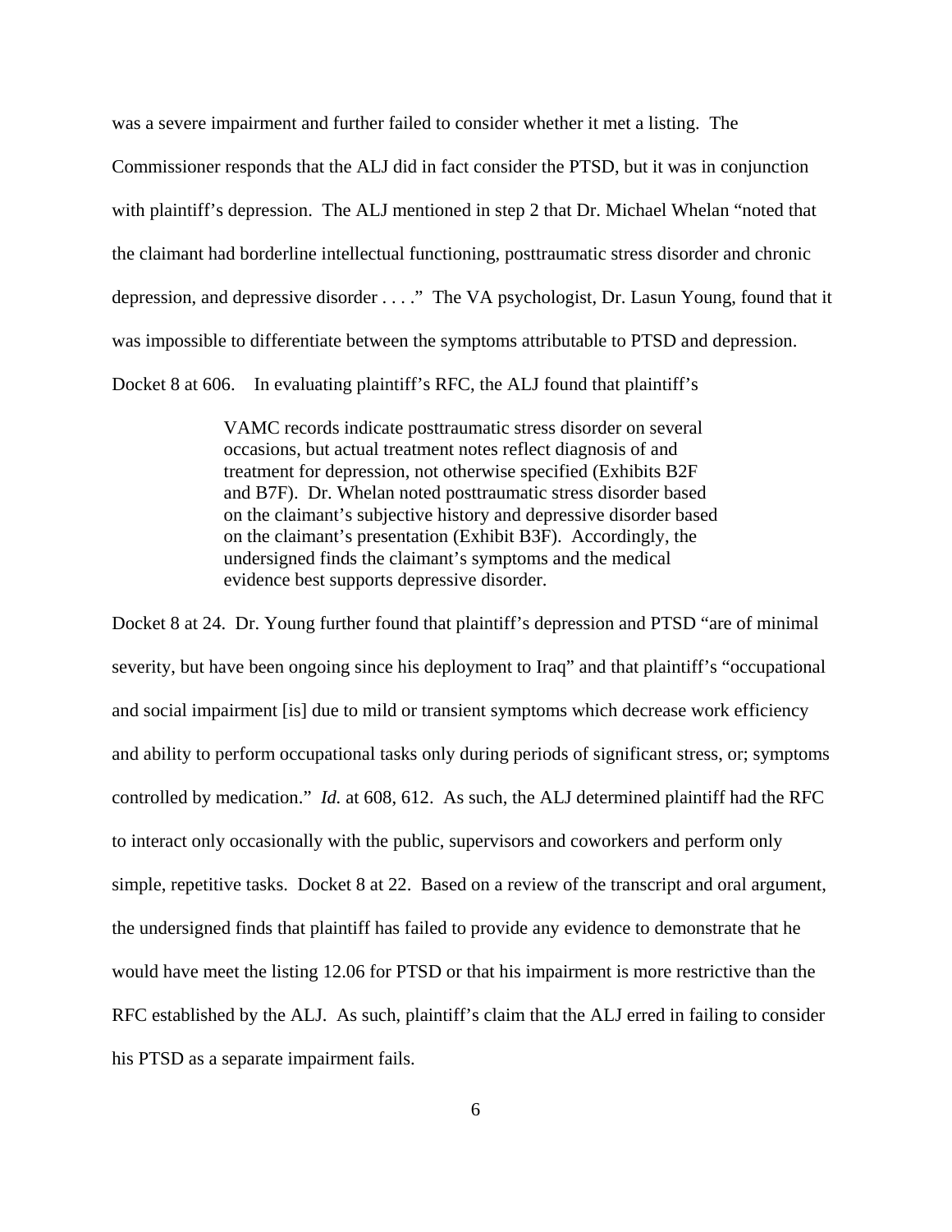was a severe impairment and further failed to consider whether it met a listing. The Commissioner responds that the ALJ did in fact consider the PTSD, but it was in conjunction with plaintiff's depression. The ALJ mentioned in step 2 that Dr. Michael Whelan "noted that the claimant had borderline intellectual functioning, posttraumatic stress disorder and chronic depression, and depressive disorder . . . ." The VA psychologist, Dr. Lasun Young, found that it was impossible to differentiate between the symptoms attributable to PTSD and depression. Docket 8 at 606. In evaluating plaintiff's RFC, the ALJ found that plaintiff's

> VAMC records indicate posttraumatic stress disorder on several occasions, but actual treatment notes reflect diagnosis of and treatment for depression, not otherwise specified (Exhibits B2F and B7F). Dr. Whelan noted posttraumatic stress disorder based on the claimant's subjective history and depressive disorder based on the claimant's presentation (Exhibit B3F). Accordingly, the undersigned finds the claimant's symptoms and the medical evidence best supports depressive disorder.

Docket 8 at 24. Dr. Young further found that plaintiff's depression and PTSD "are of minimal severity, but have been ongoing since his deployment to Iraq" and that plaintiff's "occupational and social impairment [is] due to mild or transient symptoms which decrease work efficiency and ability to perform occupational tasks only during periods of significant stress, or; symptoms controlled by medication." *Id.* at 608, 612. As such, the ALJ determined plaintiff had the RFC to interact only occasionally with the public, supervisors and coworkers and perform only simple, repetitive tasks. Docket 8 at 22. Based on a review of the transcript and oral argument, the undersigned finds that plaintiff has failed to provide any evidence to demonstrate that he would have meet the listing 12.06 for PTSD or that his impairment is more restrictive than the RFC established by the ALJ. As such, plaintiff's claim that the ALJ erred in failing to consider his PTSD as a separate impairment fails.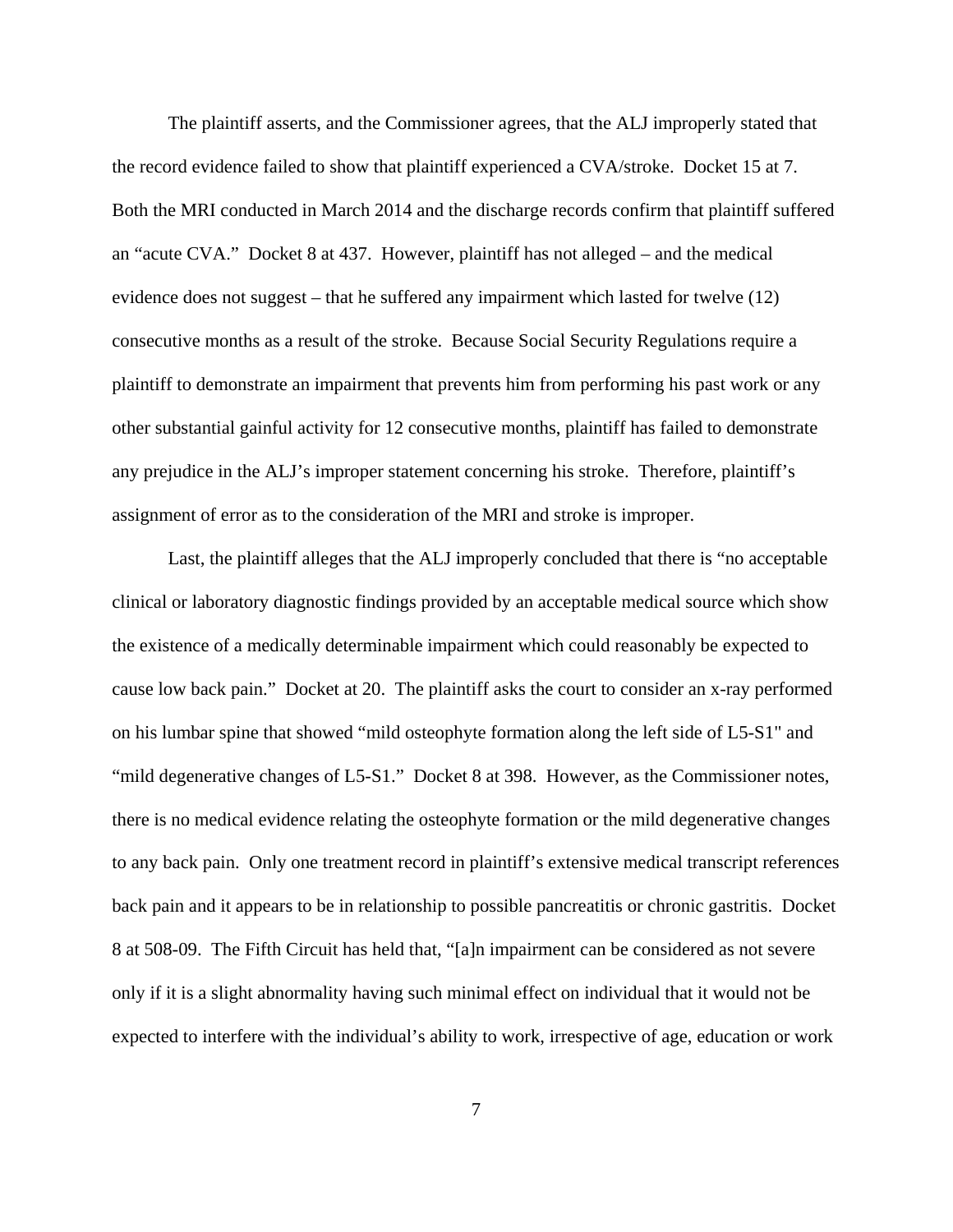The plaintiff asserts, and the Commissioner agrees, that the ALJ improperly stated that the record evidence failed to show that plaintiff experienced a CVA/stroke. Docket 15 at 7. Both the MRI conducted in March 2014 and the discharge records confirm that plaintiff suffered an "acute CVA." Docket 8 at 437. However, plaintiff has not alleged – and the medical evidence does not suggest – that he suffered any impairment which lasted for twelve (12) consecutive months as a result of the stroke. Because Social Security Regulations require a plaintiff to demonstrate an impairment that prevents him from performing his past work or any other substantial gainful activity for 12 consecutive months, plaintiff has failed to demonstrate any prejudice in the ALJ's improper statement concerning his stroke. Therefore, plaintiff's assignment of error as to the consideration of the MRI and stroke is improper.

Last, the plaintiff alleges that the ALJ improperly concluded that there is "no acceptable clinical or laboratory diagnostic findings provided by an acceptable medical source which show the existence of a medically determinable impairment which could reasonably be expected to cause low back pain." Docket at 20. The plaintiff asks the court to consider an x-ray performed on his lumbar spine that showed "mild osteophyte formation along the left side of L5-S1" and "mild degenerative changes of L5-S1." Docket 8 at 398. However, as the Commissioner notes, there is no medical evidence relating the osteophyte formation or the mild degenerative changes to any back pain. Only one treatment record in plaintiff's extensive medical transcript references back pain and it appears to be in relationship to possible pancreatitis or chronic gastritis. Docket 8 at 508-09. The Fifth Circuit has held that, "[a]n impairment can be considered as not severe only if it is a slight abnormality having such minimal effect on individual that it would not be expected to interfere with the individual's ability to work, irrespective of age, education or work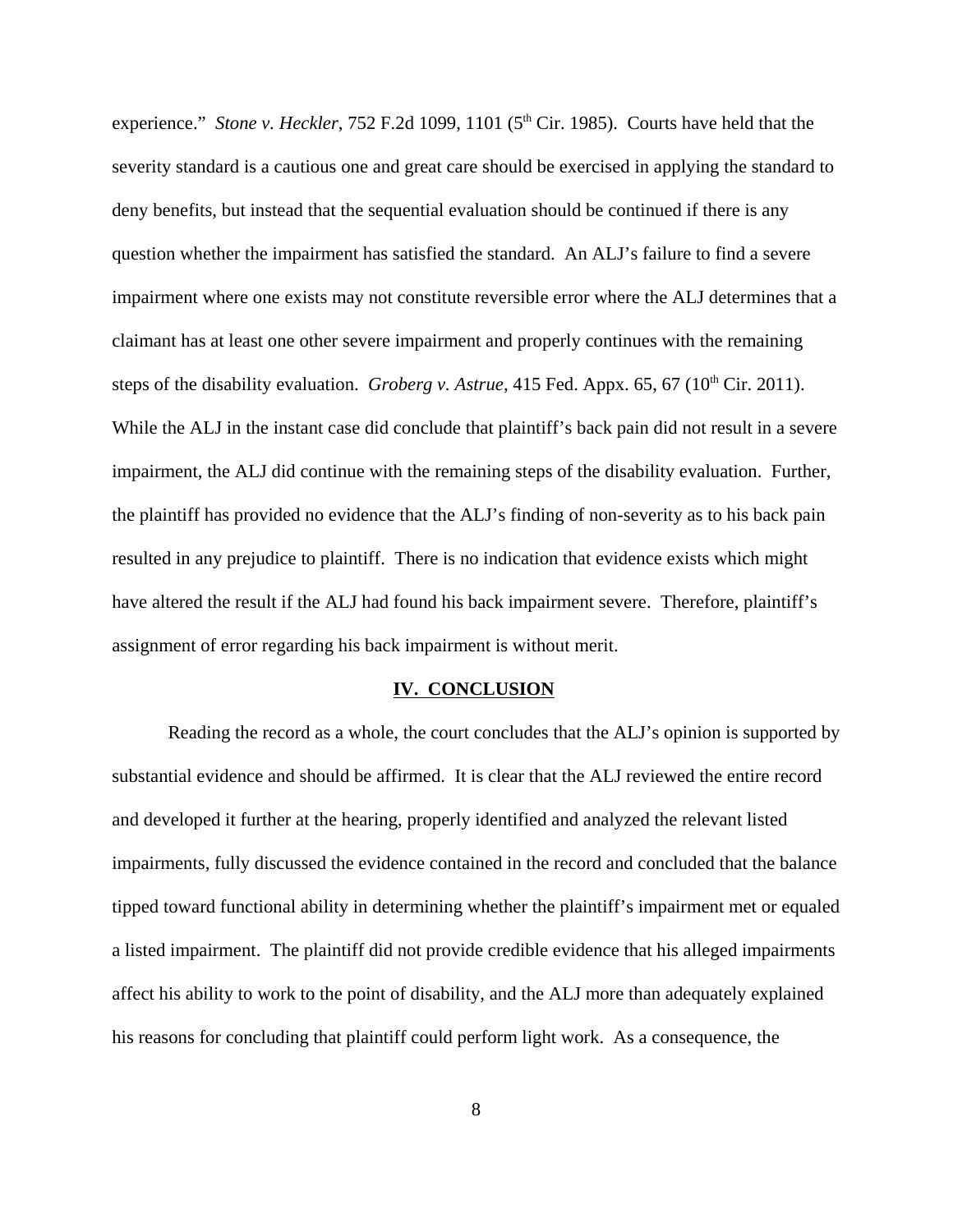experience." *Stone v. Heckler*, 752 F.2d 1099, 1101 (5th Cir. 1985). Courts have held that the severity standard is a cautious one and great care should be exercised in applying the standard to deny benefits, but instead that the sequential evaluation should be continued if there is any question whether the impairment has satisfied the standard. An ALJ's failure to find a severe impairment where one exists may not constitute reversible error where the ALJ determines that a claimant has at least one other severe impairment and properly continues with the remaining steps of the disability evaluation. *Groberg v. Astrue*, 415 Fed. Appx. 65, 67 (10th Cir. 2011). While the ALJ in the instant case did conclude that plaintiff's back pain did not result in a severe impairment, the ALJ did continue with the remaining steps of the disability evaluation. Further, the plaintiff has provided no evidence that the ALJ's finding of non-severity as to his back pain resulted in any prejudice to plaintiff. There is no indication that evidence exists which might have altered the result if the ALJ had found his back impairment severe. Therefore, plaintiff's assignment of error regarding his back impairment is without merit.

## IV. CONCLUSION

Reading the record as a whole, the court concludes that the ALJ's opinion is supported by substantial evidence and should be affirmed. It is clear that the ALJ reviewed the entire record and developed it further at the hearing, properly identified and analyzed the relevant listed impairments, fully discussed the evidence contained in the record and concluded that the balance tipped toward functional ability in determining whether the plaintiff's impairment met or equaled a listed impairment. The plaintiff did not provide credible evidence that his alleged impairments affect his ability to work to the point of disability, and the ALJ more than adequately explained his reasons for concluding that plaintiff could perform light work. As a consequence, the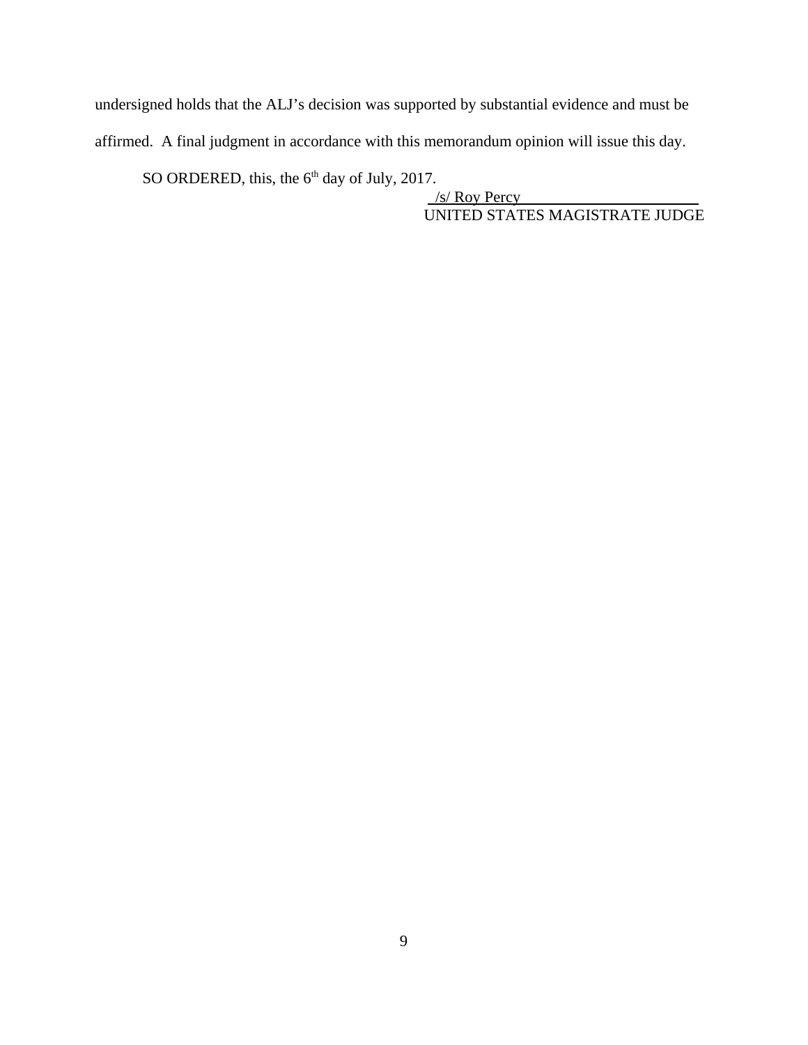undersigned holds that the ALJ's decision was supported by substantial evidence and must be affirmed. A final judgment in accordance with this memorandum opinion will issue this day.

SO ORDERED, this, the 6th day of July, 2017.

/s/ Roy Percy
UNITED STATES MAGISTRATE JUDGE